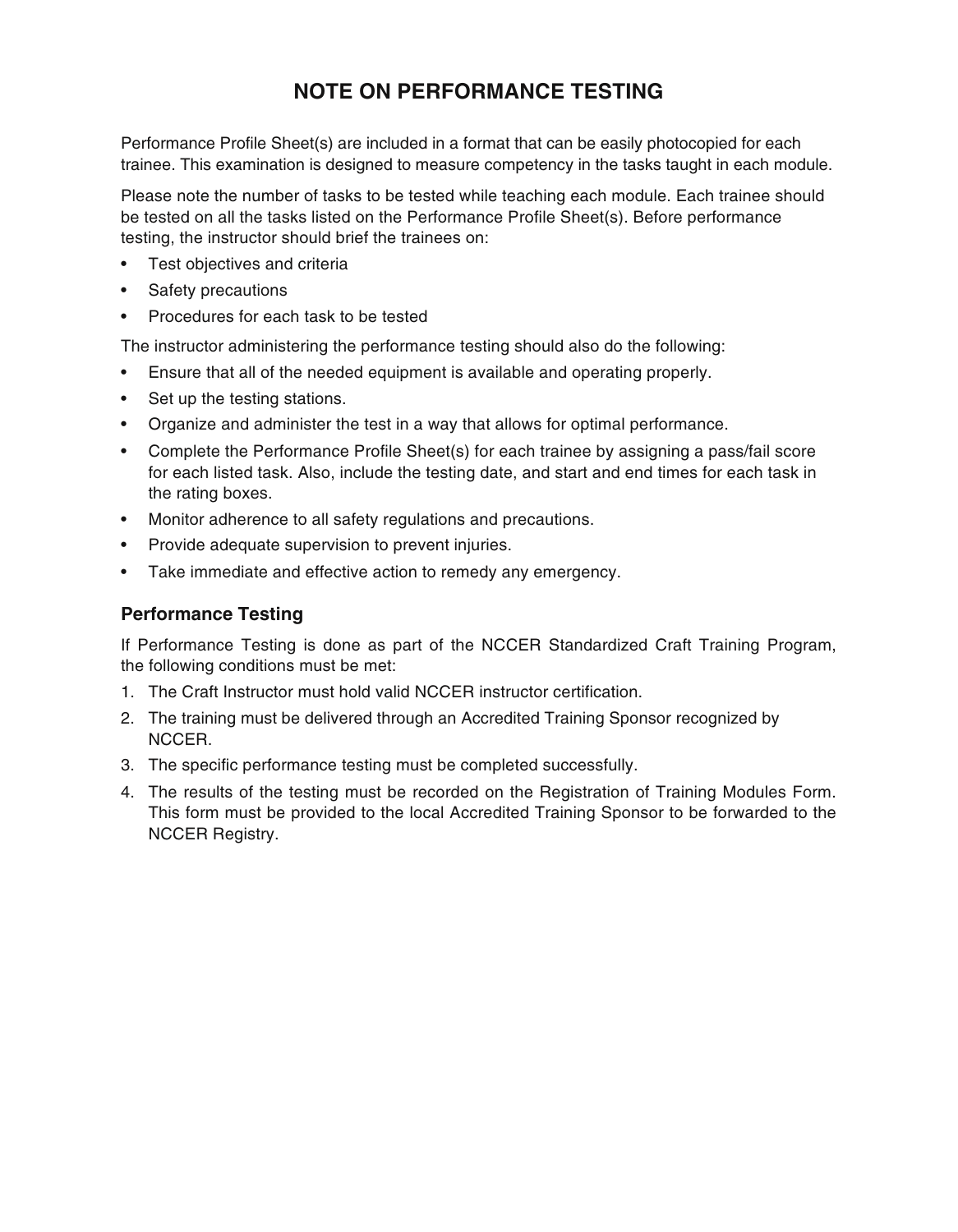# NOTE ON PERFORMANCE TESTING

Performance Profile Sheet(s) are included in a format that can be easily photocopied for each trainee. This examination is designed to measure competency in the tasks taught in each module.

Please note the number of tasks to be tested while teaching each module. Each trainee should be tested on all the tasks listed on the Performance Profile Sheet(s). Before performance testing, the instructor should brief the trainees on:

- Test objectives and criteria
- Safety precautions
- Procedures for each task to be tested

The instructor administering the performance testing should also do the following:

- Ensure that all of the needed equipment is available and operating properly.
- Set up the testing stations.
- Organize and administer the test in a way that allows for optimal performance.
- Complete the Performance Profile Sheet(s) for each trainee by assigning a pass/fail score for each listed task. Also, include the testing date, and start and end times for each task in the rating boxes.
- Monitor adherence to all safety regulations and precautions.
- Provide adequate supervision to prevent injuries.
- Take immediate and effective action to remedy any emergency.

## Performance Testing

If Performance Testing is done as part of the NCCER Standardized Craft Training Program, the following conditions must be met:

1. The Craft Instructor must hold valid NCCER instructor certification.
2. The training must be delivered through an Accredited Training Sponsor recognized by NCCER.
3. The specific performance testing must be completed successfully.
4. The results of the testing must be recorded on the Registration of Training Modules Form. This form must be provided to the local Accredited Training Sponsor to be forwarded to the NCCER Registry.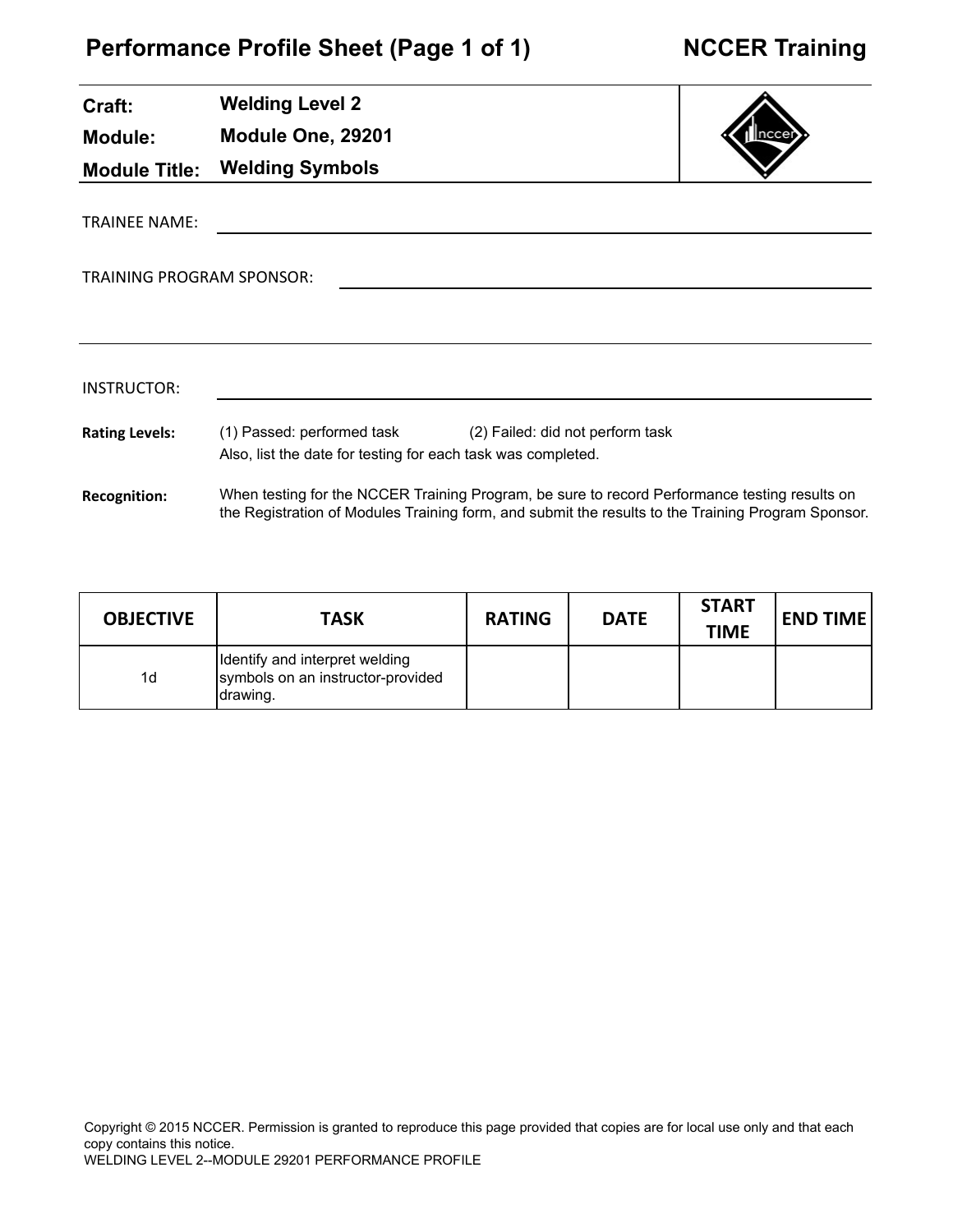# Performance Profile Sheet (Page 1 of 1) — NCCER Training

| | |
|---|---|
| **Craft:** | **Welding Level 2** |
| **Module:** | **Module One, 29201** |
| **Module Title:** | **Welding Symbols** |

TRAINEE NAME: ______________________________

TRAINING PROGRAM SPONSOR: ______________________________

INSTRUCTOR: ______________________________

**Rating Levels:** (1) Passed: performed task (2) Failed: did not perform task
Also, list the date for testing for each task was completed.

**Recognition:** When testing for the NCCER Training Program, be sure to record Performance testing results on the Registration of Modules Training form, and submit the results to the Training Program Sponsor.

| OBJECTIVE | TASK | RATING | DATE | START TIME | END TIME |
|---|---|---|---|---|---|
| 1d | Identify and interpret welding symbols on an instructor-provided drawing. | | | | |

Copyright © 2015 NCCER. Permission is granted to reproduce this page provided that copies are for local use only and that each copy contains this notice.
WELDING LEVEL 2--MODULE 29201 PERFORMANCE PROFILE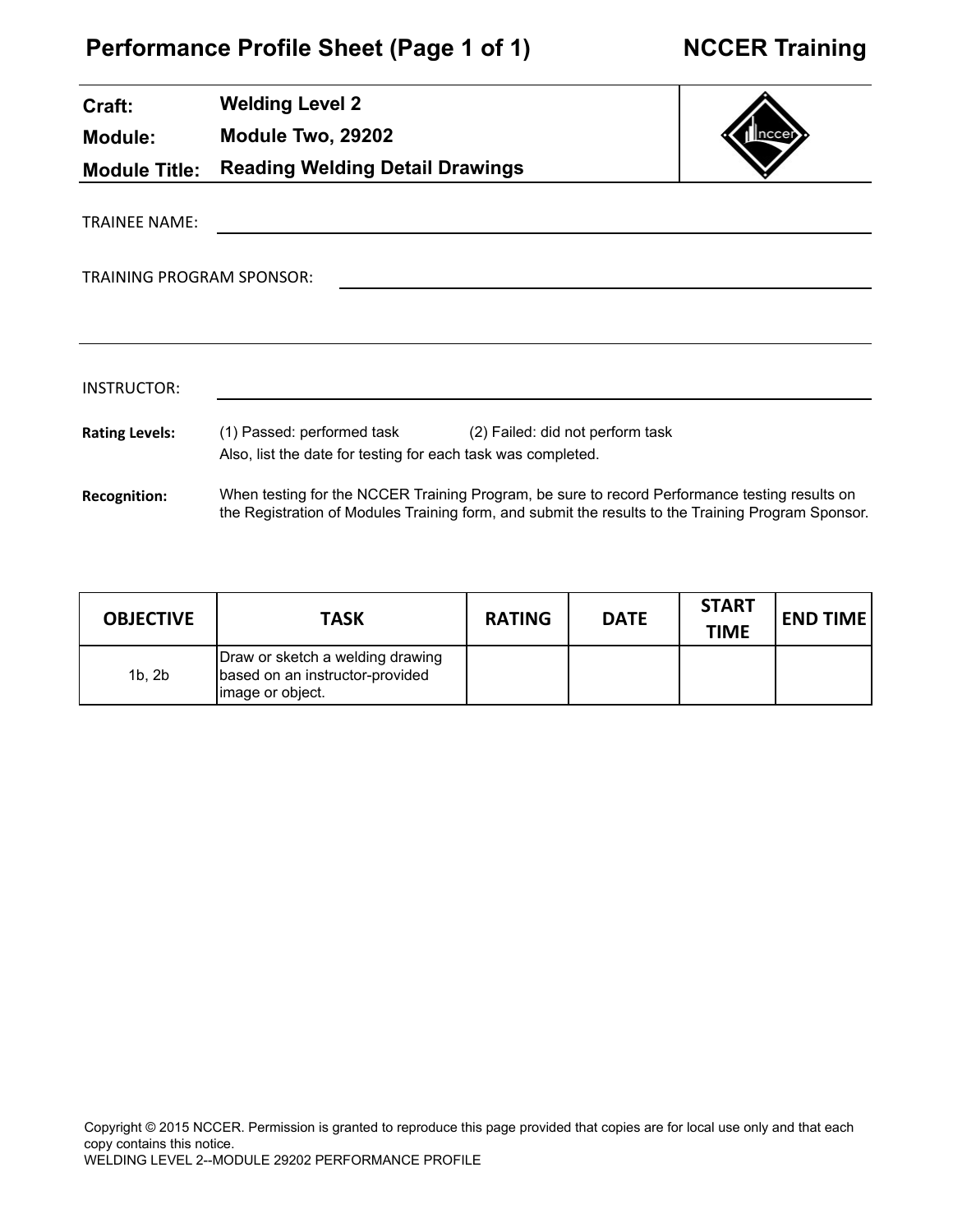# Performance Profile Sheet (Page 1 of 1)

**NCCER Training**

| | |
|---|---|
| **Craft:** | **Welding Level 2** |
| **Module:** | **Module Two, 29202** |
| **Module Title:** | **Reading Welding Detail Drawings** |

TRAINEE NAME: ______________________________

TRAINING PROGRAM SPONSOR: ______________________________

INSTRUCTOR: ______________________________

**Rating Levels:** (1) Passed: performed task (2) Failed: did not perform task
Also, list the date for testing for each task was completed.

**Recognition:** When testing for the NCCER Training Program, be sure to record Performance testing results on the Registration of Modules Training form, and submit the results to the Training Program Sponsor.

| OBJECTIVE | TASK | RATING | DATE | START TIME | END TIME |
|---|---|---|---|---|---|
| 1b, 2b | Draw or sketch a welding drawing based on an instructor-provided image or object. | | | | |

Copyright © 2015 NCCER. Permission is granted to reproduce this page provided that copies are for local use only and that each copy contains this notice.
WELDING LEVEL 2--MODULE 29202 PERFORMANCE PROFILE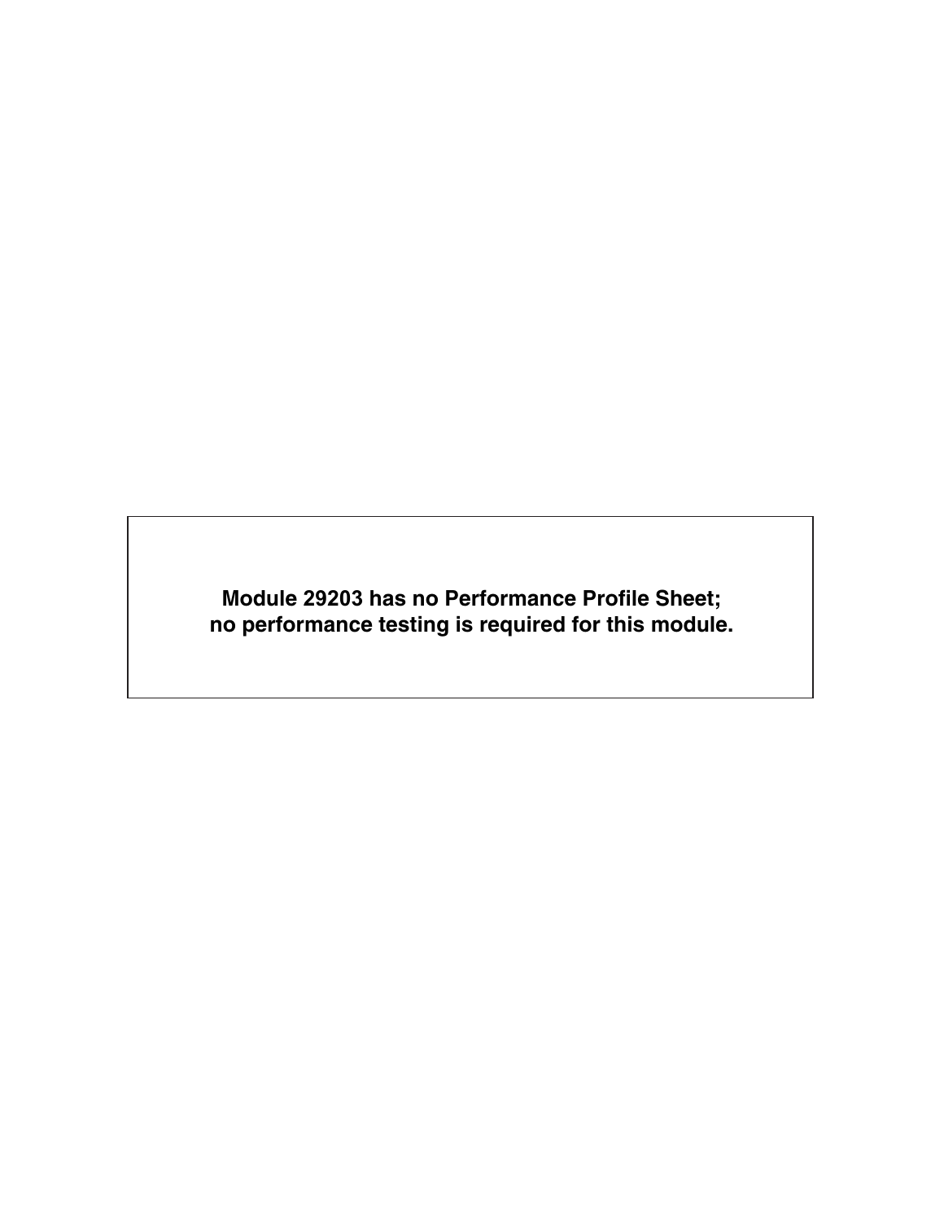**Module 29203 has no Performance Profile Sheet;
no performance testing is required for this module.**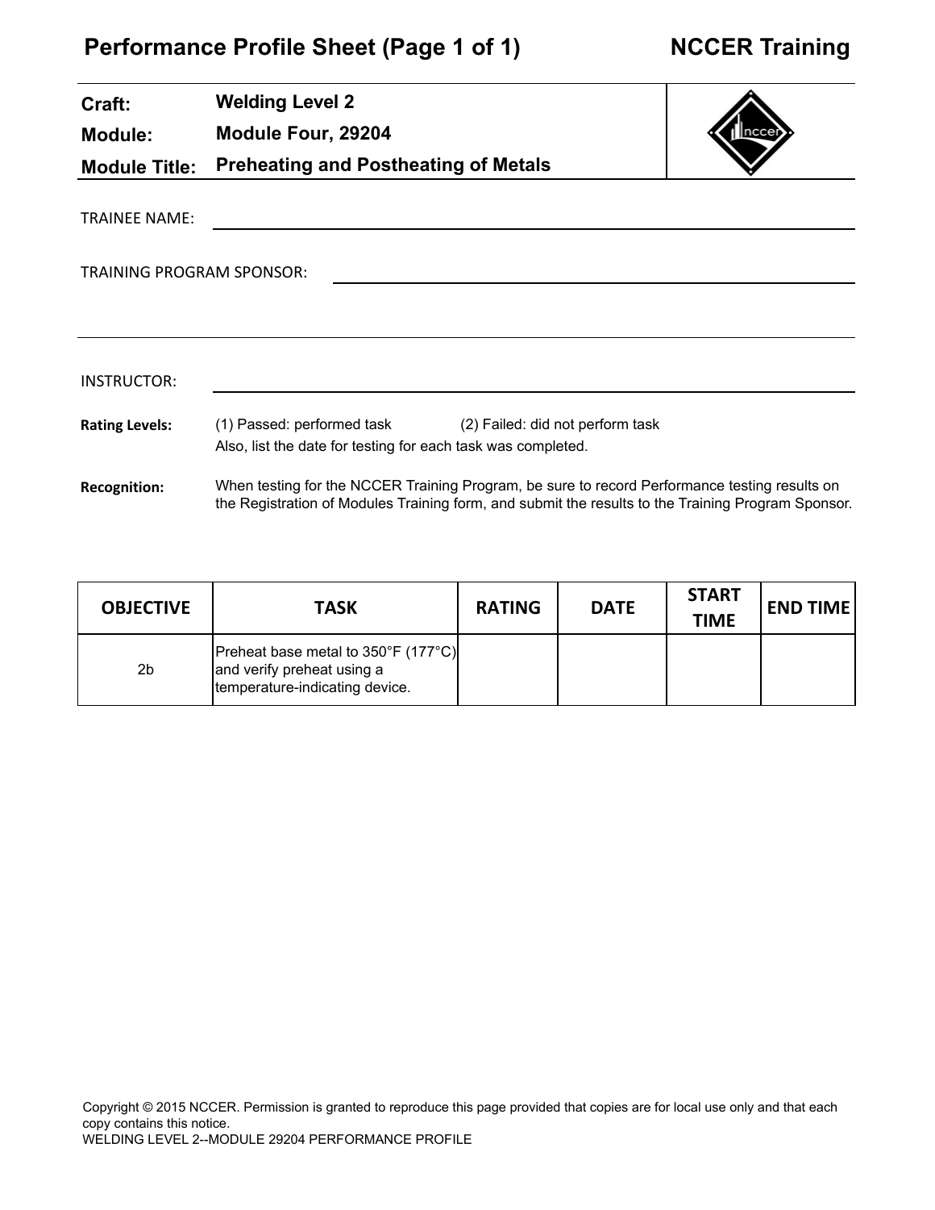# Performance Profile Sheet (Page 1 of 1) NCCER Training

**Craft:** Welding Level 2

**Module:** Module Four, 29204

**Module Title:** Preheating and Postheating of Metals

TRAINEE NAME: ______________________________

TRAINING PROGRAM SPONSOR: ______________________________

INSTRUCTOR: ______________________________

**Rating Levels:** (1) Passed: performed task (2) Failed: did not perform task
Also, list the date for testing for each task was completed.

**Recognition:** When testing for the NCCER Training Program, be sure to record Performance testing results on the Registration of Modules Training form, and submit the results to the Training Program Sponsor.

| OBJECTIVE | TASK | RATING | DATE | START TIME | END TIME |
|---|---|---|---|---|---|
| 2b | Preheat base metal to 350°F (177°C) and verify preheat using a temperature-indicating device. | | | | |

Copyright © 2015 NCCER. Permission is granted to reproduce this page provided that copies are for local use only and that each copy contains this notice.
WELDING LEVEL 2--MODULE 29204 PERFORMANCE PROFILE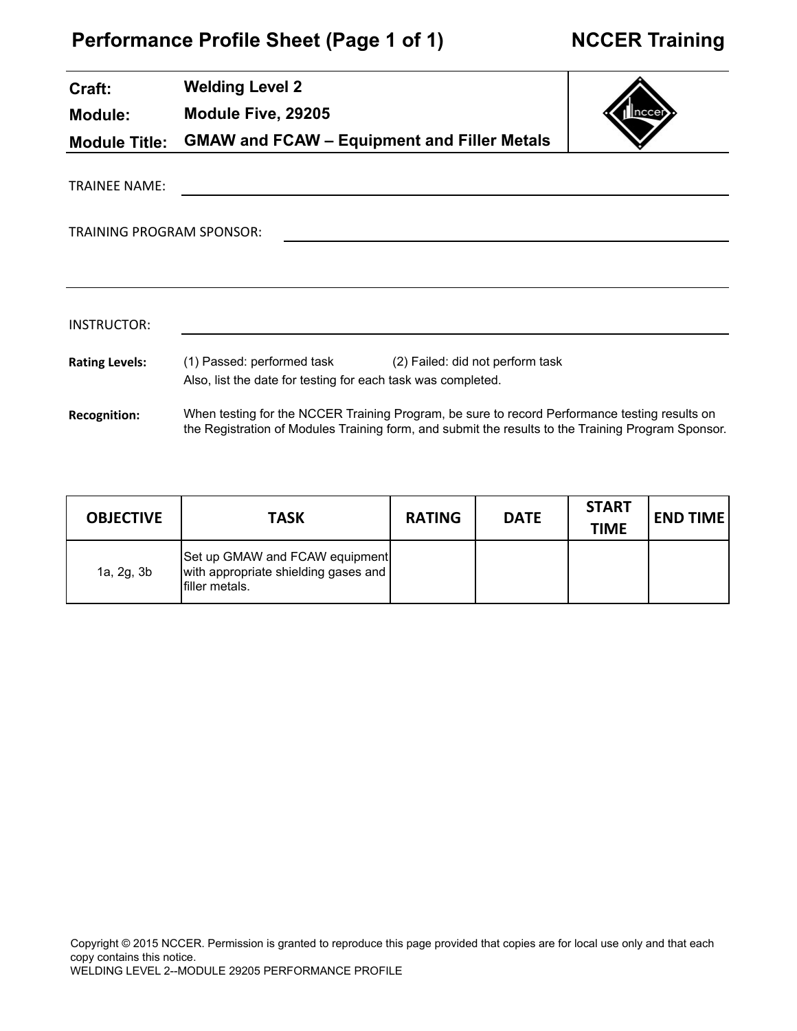# Performance Profile Sheet (Page 1 of 1) NCCER Training

**Craft:** **Welding Level 2**

**Module:** **Module Five, 29205**

**Module Title:** **GMAW and FCAW – Equipment and Filler Metals**

TRAINEE NAME: ______________________________

TRAINING PROGRAM SPONSOR: ______________________________

INSTRUCTOR: ______________________________

**Rating Levels:** (1) Passed: performed task (2) Failed: did not perform task
Also, list the date for testing for each task was completed.

**Recognition:** When testing for the NCCER Training Program, be sure to record Performance testing results on the Registration of Modules Training form, and submit the results to the Training Program Sponsor.

| OBJECTIVE | TASK | RATING | DATE | START TIME | END TIME |
|---|---|---|---|---|---|
| 1a, 2g, 3b | Set up GMAW and FCAW equipment with appropriate shielding gases and filler metals. | | | | |

Copyright © 2015 NCCER. Permission is granted to reproduce this page provided that copies are for local use only and that each copy contains this notice.
WELDING LEVEL 2--MODULE 29205 PERFORMANCE PROFILE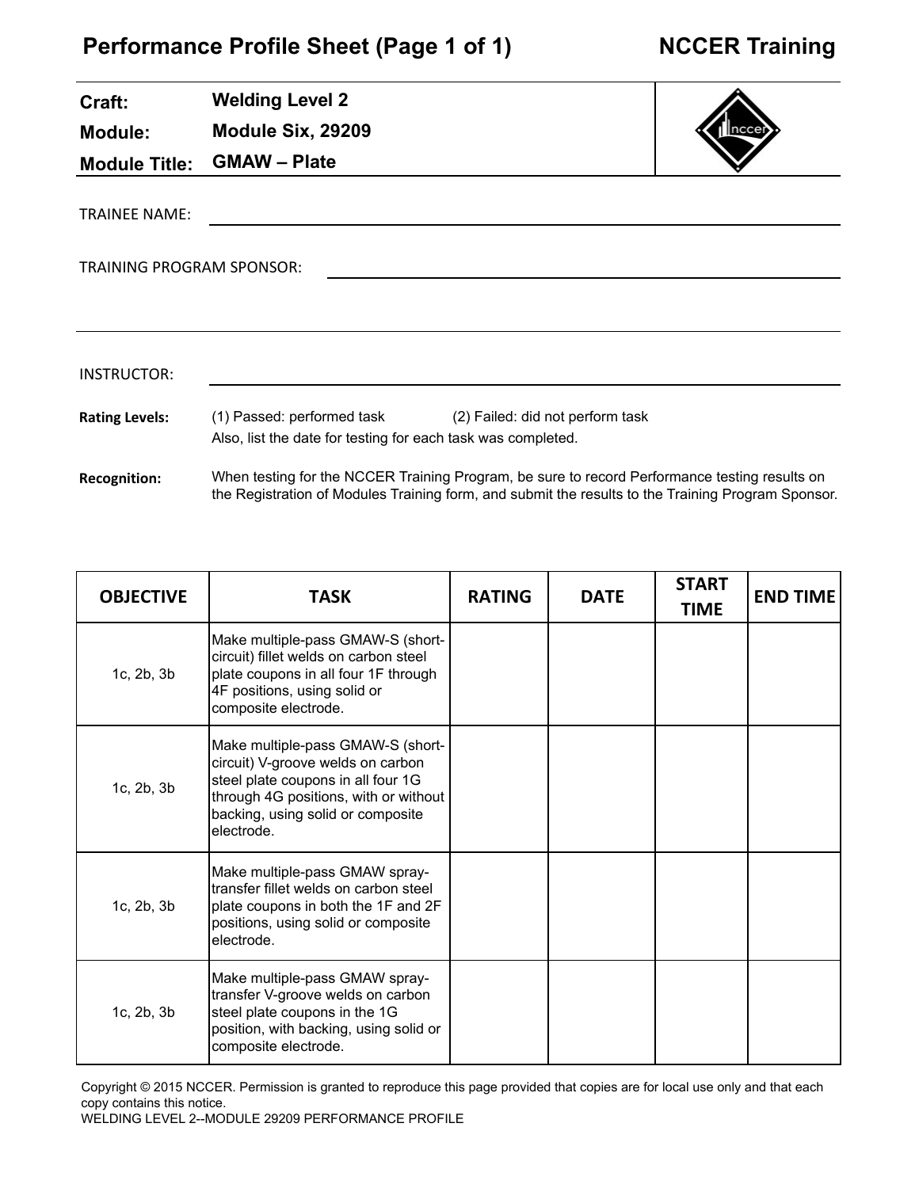# Performance Profile Sheet (Page 1 of 1) — NCCER Training

**Craft:** Welding Level 2

**Module:** Module Six, 29209

**Module Title:** GMAW – Plate

TRAINEE NAME: ______________________________

TRAINING PROGRAM SPONSOR: ______________________________

INSTRUCTOR: ______________________________

**Rating Levels:** (1) Passed: performed task (2) Failed: did not perform task
Also, list the date for testing for each task was completed.

**Recognition:** When testing for the NCCER Training Program, be sure to record Performance testing results on the Registration of Modules Training form, and submit the results to the Training Program Sponsor.

| OBJECTIVE | TASK | RATING | DATE | START TIME | END TIME |
|---|---|---|---|---|---|
| 1c, 2b, 3b | Make multiple-pass GMAW-S (short-circuit) fillet welds on carbon steel plate coupons in all four 1F through 4F positions, using solid or composite electrode. | | | | |
| 1c, 2b, 3b | Make multiple-pass GMAW-S (short-circuit) V-groove welds on carbon steel plate coupons in all four 1G through 4G positions, with or without backing, using solid or composite electrode. | | | | |
| 1c, 2b, 3b | Make multiple-pass GMAW spray-transfer fillet welds on carbon steel plate coupons in both the 1F and 2F positions, using solid or composite electrode. | | | | |
| 1c, 2b, 3b | Make multiple-pass GMAW spray-transfer V-groove welds on carbon steel plate coupons in the 1G position, with backing, using solid or composite electrode. | | | | |

Copyright © 2015 NCCER. Permission is granted to reproduce this page provided that copies are for local use only and that each copy contains this notice.
WELDING LEVEL 2--MODULE 29209 PERFORMANCE PROFILE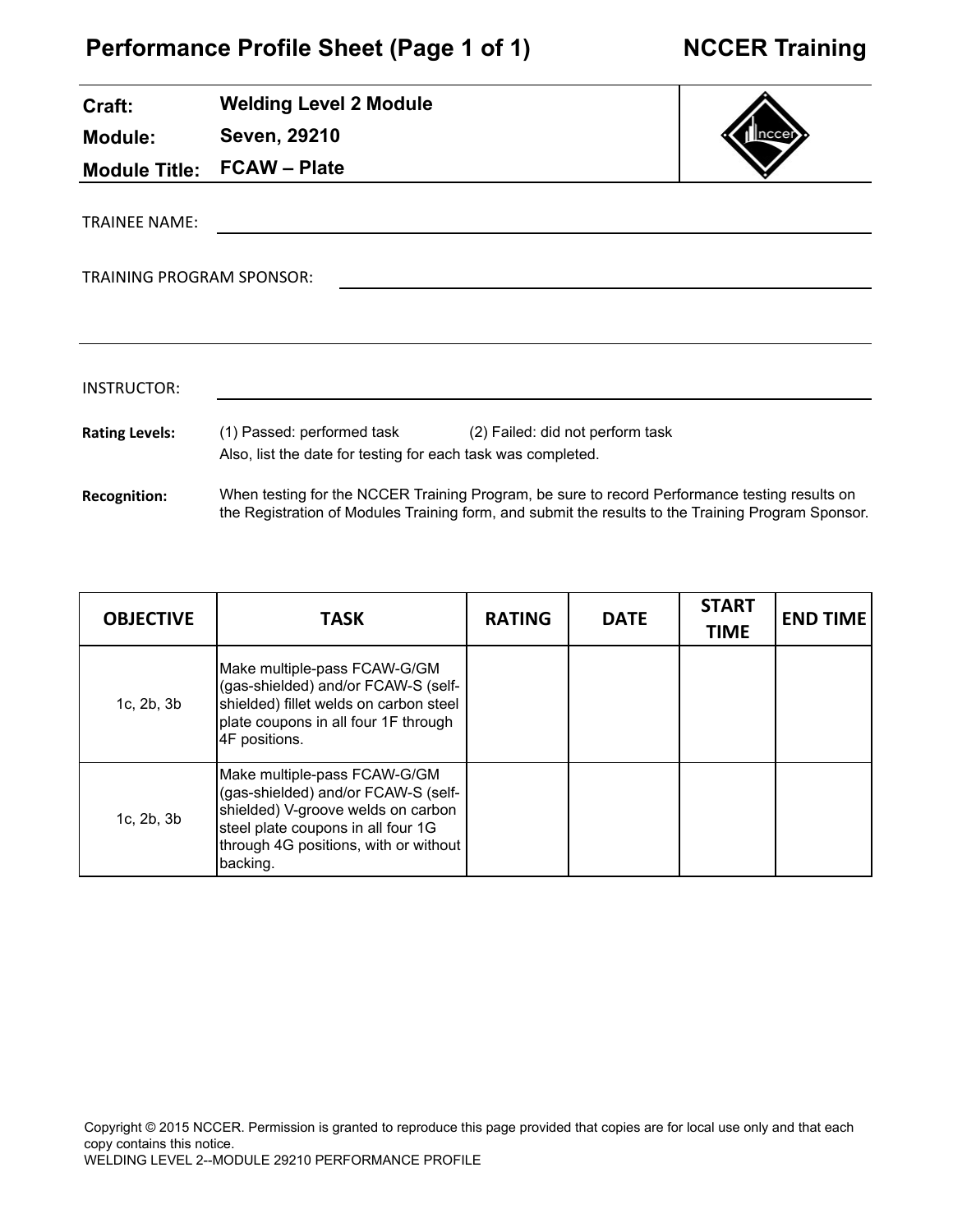# Performance Profile Sheet (Page 1 of 1) — NCCER Training

| | |
|---|---|
| **Craft:** | **Welding Level 2 Module** |
| **Module:** | **Seven, 29210** |
| **Module Title:** | **FCAW – Plate** |

TRAINEE NAME: ______________________________

TRAINING PROGRAM SPONSOR: ______________________________

INSTRUCTOR: ______________________________

**Rating Levels:** (1) Passed: performed task (2) Failed: did not perform task
Also, list the date for testing for each task was completed.

**Recognition:** When testing for the NCCER Training Program, be sure to record Performance testing results on the Registration of Modules Training form, and submit the results to the Training Program Sponsor.

| OBJECTIVE | TASK | RATING | DATE | START TIME | END TIME |
|---|---|---|---|---|---|
| 1c, 2b, 3b | Make multiple-pass FCAW-G/GM (gas-shielded) and/or FCAW-S (self-shielded) fillet welds on carbon steel plate coupons in all four 1F through 4F positions. | | | | |
| 1c, 2b, 3b | Make multiple-pass FCAW-G/GM (gas-shielded) and/or FCAW-S (self-shielded) V-groove welds on carbon steel plate coupons in all four 1G through 4G positions, with or without backing. | | | | |

Copyright © 2015 NCCER. Permission is granted to reproduce this page provided that copies are for local use only and that each copy contains this notice.
WELDING LEVEL 2--MODULE 29210 PERFORMANCE PROFILE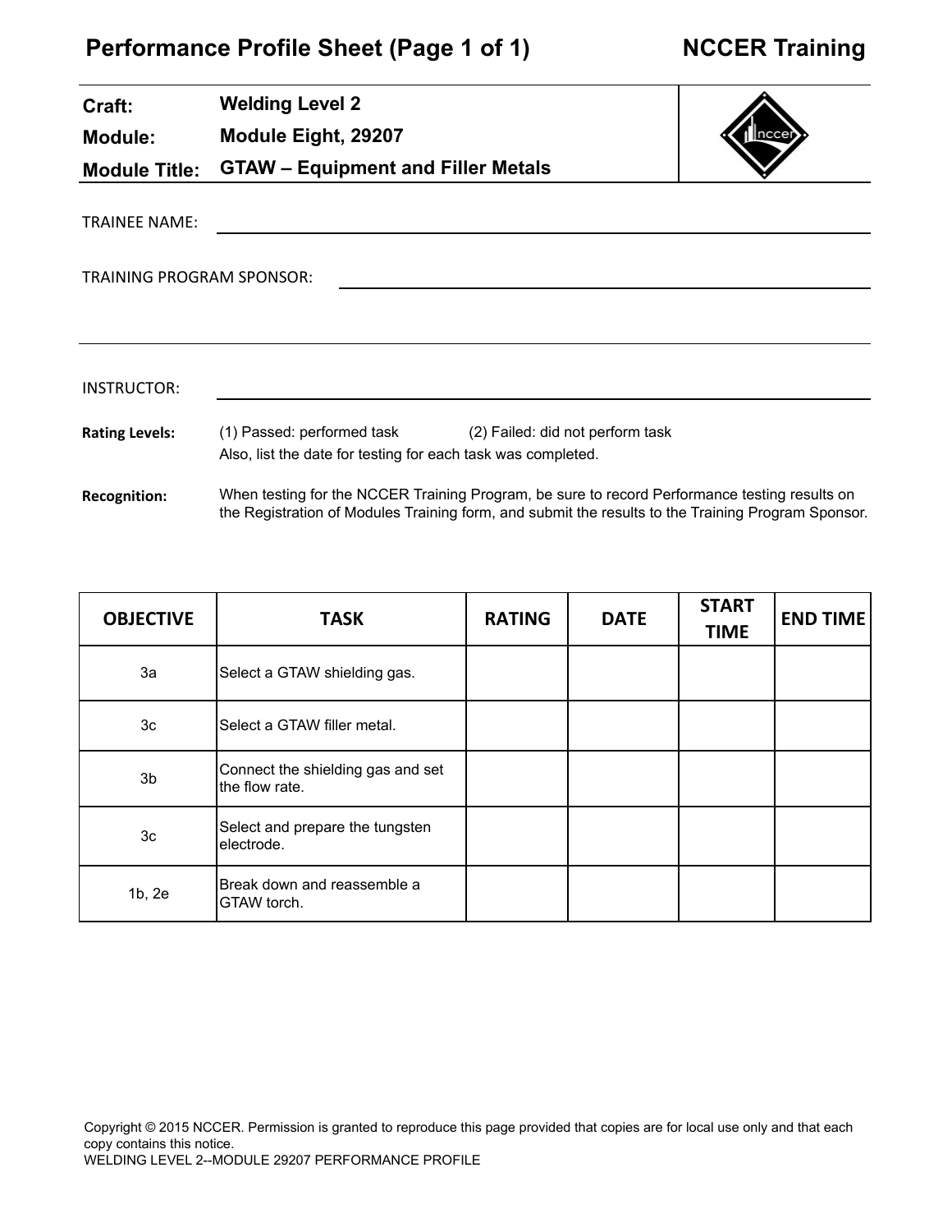# Performance Profile Sheet (Page 1 of 1) NCCER Training

**Craft:** **Welding Level 2**
**Module:** **Module Eight, 29207**
**Module Title:** **GTAW – Equipment and Filler Metals**

TRAINEE NAME: ______________________________

TRAINING PROGRAM SPONSOR: ______________________________

INSTRUCTOR: ______________________________

**Rating Levels:** (1) Passed: performed task (2) Failed: did not perform task
Also, list the date for testing for each task was completed.

**Recognition:** When testing for the NCCER Training Program, be sure to record Performance testing results on the Registration of Modules Training form, and submit the results to the Training Program Sponsor.

| OBJECTIVE | TASK | RATING | DATE | START TIME | END TIME |
|---|---|---|---|---|---|
| 3a | Select a GTAW shielding gas. | | | | |
| 3c | Select a GTAW filler metal. | | | | |
| 3b | Connect the shielding gas and set the flow rate. | | | | |
| 3c | Select and prepare the tungsten electrode. | | | | |
| 1b, 2e | Break down and reassemble a GTAW torch. | | | | |

Copyright © 2015 NCCER. Permission is granted to reproduce this page provided that copies are for local use only and that each copy contains this notice.
WELDING LEVEL 2--MODULE 29207 PERFORMANCE PROFILE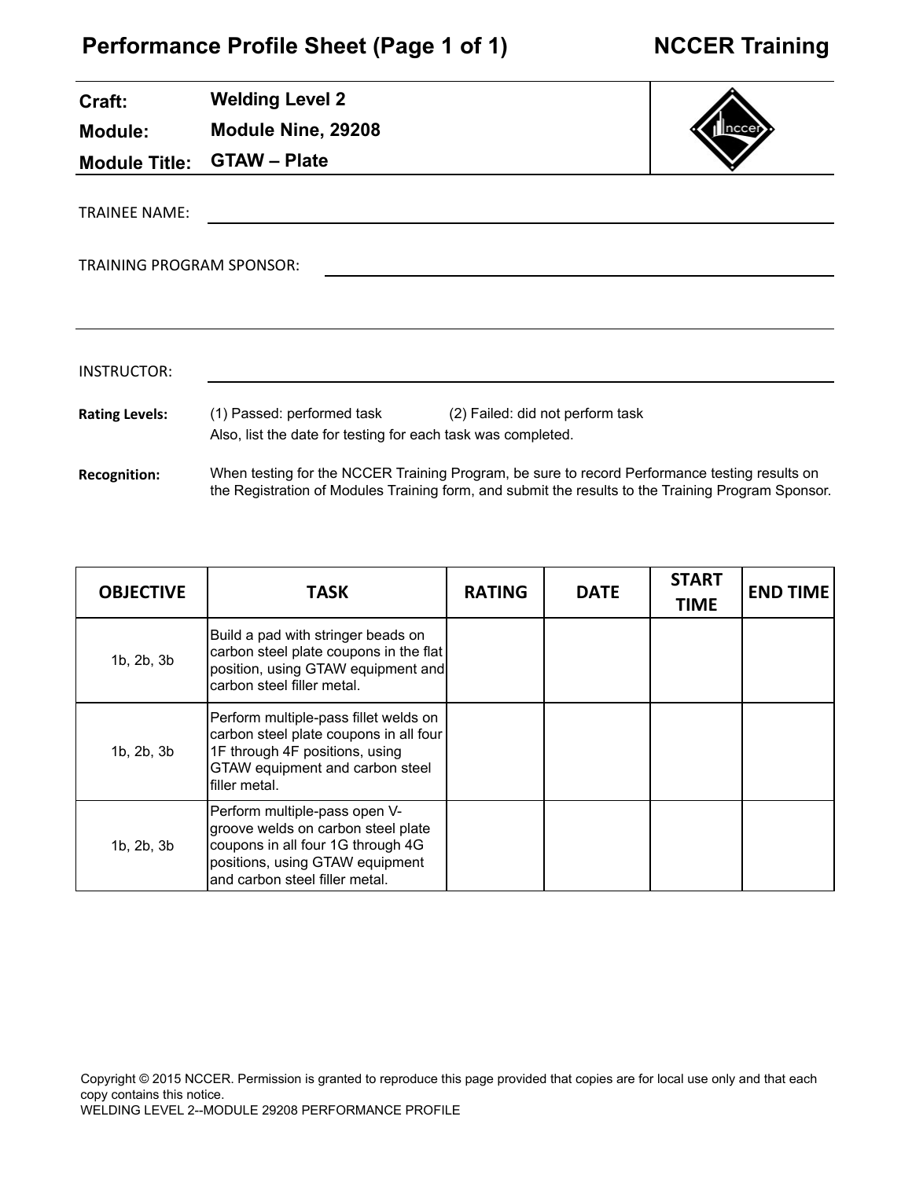# Performance Profile Sheet (Page 1 of 1) — NCCER Training

**Craft:** Welding Level 2

**Module:** Module Nine, 29208

**Module Title:** GTAW – Plate

TRAINEE NAME: ______________________________

TRAINING PROGRAM SPONSOR: ______________________________

INSTRUCTOR: ______________________________

**Rating Levels:** (1) Passed: performed task (2) Failed: did not perform task
Also, list the date for testing for each task was completed.

**Recognition:** When testing for the NCCER Training Program, be sure to record Performance testing results on the Registration of Modules Training form, and submit the results to the Training Program Sponsor.

| OBJECTIVE | TASK | RATING | DATE | START TIME | END TIME |
|---|---|---|---|---|---|
| 1b, 2b, 3b | Build a pad with stringer beads on carbon steel plate coupons in the flat position, using GTAW equipment and carbon steel filler metal. | | | | |
| 1b, 2b, 3b | Perform multiple-pass fillet welds on carbon steel plate coupons in all four 1F through 4F positions, using GTAW equipment and carbon steel filler metal. | | | | |
| 1b, 2b, 3b | Perform multiple-pass open V-groove welds on carbon steel plate coupons in all four 1G through 4G positions, using GTAW equipment and carbon steel filler metal. | | | | |

Copyright © 2015 NCCER. Permission is granted to reproduce this page provided that copies are for local use only and that each copy contains this notice.
WELDING LEVEL 2--MODULE 29208 PERFORMANCE PROFILE